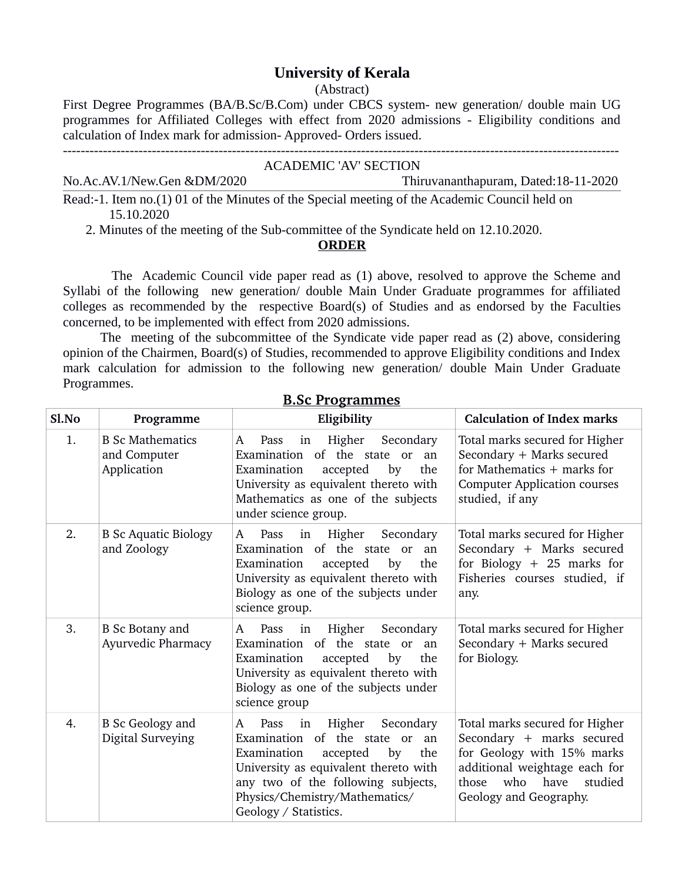# University of Kerala

(Abstract)

First Degree Programmes (BA/B.Sc/B.Com) under CBCS system- new generation/ double main UG programmes for Affiliated Colleges with effect from 2020 admissions - Eligibility conditions and calculation of Index mark for admission- Approved- Orders issued.

---

ACADEMIC 'AV' SECTION

No.Ac.AV.1/New.Gen &DM/2020 Thiruvananthapuram, Dated:18-11-2020

Read:-1. Item no.(1) 01 of the Minutes of the Special meeting of the Academic Council held on 15.10.2020

2. Minutes of the meeting of the Sub-committee of the Syndicate held on 12.10.2020.

**ORDER**

The Academic Council vide paper read as (1) above, resolved to approve the Scheme and Syllabi of the following new generation/ double Main Under Graduate programmes for affiliated colleges as recommended by the respective Board(s) of Studies and as endorsed by the Faculties concerned, to be implemented with effect from 2020 admissions.

The meeting of the subcommittee of the Syndicate vide paper read as (2) above, considering opinion of the Chairmen, Board(s) of Studies, recommended to approve Eligibility conditions and Index mark calculation for admission to the following new generation/ double Main Under Graduate Programmes.

## B.Sc Programmes

| Sl.No | Programme | Eligibility | Calculation of Index marks |
|---|---|---|---|
| 1. | B Sc Mathematics and Computer Application | A Pass in Higher Secondary Examination of the state or an Examination accepted by the University as equivalent thereto with Mathematics as one of the subjects under science group. | Total marks secured for Higher Secondary + Marks secured for Mathematics + marks for Computer Application courses studied, if any |
| 2. | B Sc Aquatic Biology and Zoology | A Pass in Higher Secondary Examination of the state or an Examination accepted by the University as equivalent thereto with Biology as one of the subjects under science group. | Total marks secured for Higher Secondary + Marks secured for Biology + 25 marks for Fisheries courses studied, if any. |
| 3. | B Sc Botany and Ayurvedic Pharmacy | A Pass in Higher Secondary Examination of the state or an Examination accepted by the University as equivalent thereto with Biology as one of the subjects under science group | Total marks secured for Higher Secondary + Marks secured for Biology. |
| 4. | B Sc Geology and Digital Surveying | A Pass in Higher Secondary Examination of the state or an Examination accepted by the University as equivalent thereto with any two of the following subjects, Physics/Chemistry/Mathematics/ Geology / Statistics. | Total marks secured for Higher Secondary + marks secured for Geology with 15% marks additional weightage each for those who have studied Geology and Geography. |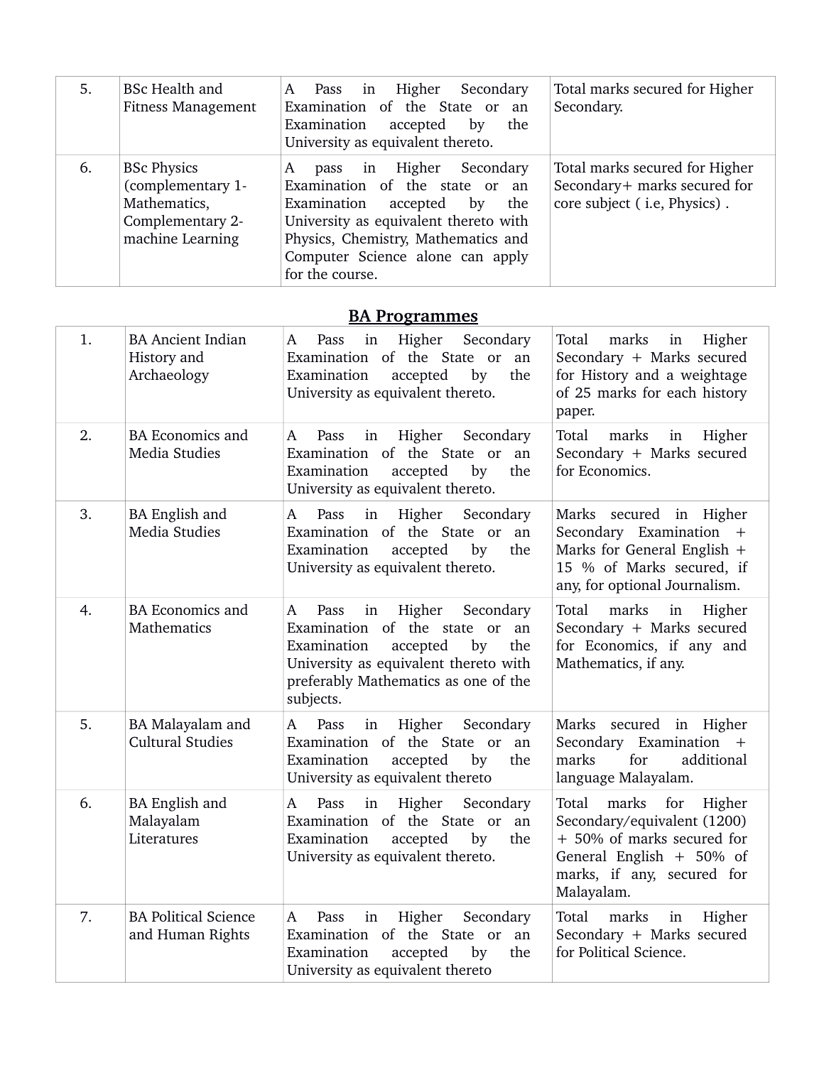| | | | |
|---|---|---|---|
| 5. | BSc Health and Fitness Management | A Pass in Higher Secondary Examination of the State or an Examination accepted by the University as equivalent thereto. | Total marks secured for Higher Secondary. |
| 6. | BSc Physics (complementary 1- Mathematics, Complementary 2- machine Learning | A pass in Higher Secondary Examination of the state or an Examination accepted by the University as equivalent thereto with Physics, Chemistry, Mathematics and Computer Science alone can apply for the course. | Total marks secured for Higher Secondary+ marks secured for core subject ( i.e, Physics) . |

## BA Programmes

| | | | |
|---|---|---|---|
| 1. | BA Ancient Indian History and Archaeology | A Pass in Higher Secondary Examination of the State or an Examination accepted by the University as equivalent thereto. | Total marks in Higher Secondary + Marks secured for History and a weightage of 25 marks for each history paper. |
| 2. | BA Economics and Media Studies | A Pass in Higher Secondary Examination of the State or an Examination accepted by the University as equivalent thereto. | Total marks in Higher Secondary + Marks secured for Economics. |
| 3. | BA English and Media Studies | A Pass in Higher Secondary Examination of the State or an Examination accepted by the University as equivalent thereto. | Marks secured in Higher Secondary Examination + Marks for General English + 15 % of Marks secured, if any, for optional Journalism. |
| 4. | BA Economics and Mathematics | A Pass in Higher Secondary Examination of the state or an Examination accepted by the University as equivalent thereto with preferably Mathematics as one of the subjects. | Total marks in Higher Secondary + Marks secured for Economics, if any and Mathematics, if any. |
| 5. | BA Malayalam and Cultural Studies | A Pass in Higher Secondary Examination of the State or an Examination accepted by the University as equivalent thereto | Marks secured in Higher Secondary Examination + marks for additional language Malayalam. |
| 6. | BA English and Malayalam Literatures | A Pass in Higher Secondary Examination of the State or an Examination accepted by the University as equivalent thereto. | Total marks for Higher Secondary/equivalent (1200) + 50% of marks secured for General English + 50% of marks, if any, secured for Malayalam. |
| 7. | BA Political Science and Human Rights | A Pass in Higher Secondary Examination of the State or an Examination accepted by the University as equivalent thereto | Total marks in Higher Secondary + Marks secured for Political Science. |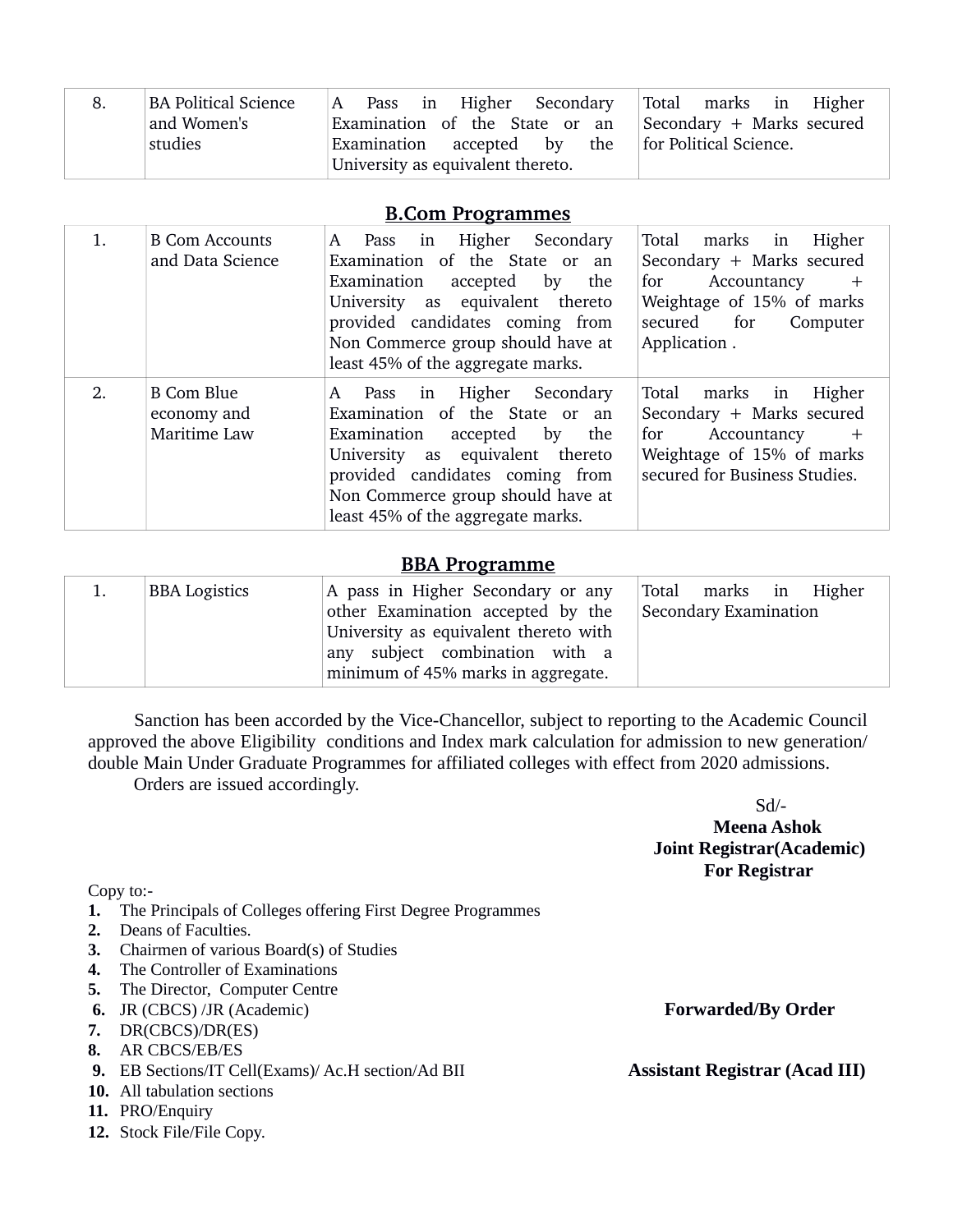| | | | |
|---|---|---|---|
| 8. | BA Political Science and Women's studies | A Pass in Higher Secondary Examination of the State or an Examination accepted by the University as equivalent thereto. | Total marks in Higher Secondary + Marks secured for Political Science. |

## B.Com Programmes

| | | | |
|---|---|---|---|
| 1. | B Com Accounts and Data Science | A Pass in Higher Secondary Examination of the State or an Examination accepted by the University as equivalent thereto provided candidates coming from Non Commerce group should have at least 45% of the aggregate marks. | Total marks in Higher Secondary + Marks secured for Accountancy + Weightage of 15% of marks secured for Computer Application . |
| 2. | B Com Blue economy and Maritime Law | A Pass in Higher Secondary Examination of the State or an Examination accepted by the University as equivalent thereto provided candidates coming from Non Commerce group should have at least 45% of the aggregate marks. | Total marks in Higher Secondary + Marks secured for Accountancy + Weightage of 15% of marks secured for Business Studies. |

## BBA Programme

| | | | |
|---|---|---|---|
| 1. | BBA Logistics | A pass in Higher Secondary or any other Examination accepted by the University as equivalent thereto with any subject combination with a minimum of 45% marks in aggregate. | Total marks in Higher Secondary Examination |

Sanction has been accorded by the Vice-Chancellor, subject to reporting to the Academic Council approved the above Eligibility conditions and Index mark calculation for admission to new generation/ double Main Under Graduate Programmes for affiliated colleges with effect from 2020 admissions.

Orders are issued accordingly.

Sd/-
**Meena Ashok**
**Joint Registrar(Academic)**
**For Registrar**

Copy to:-

1. The Principals of Colleges offering First Degree Programmes
2. Deans of Faculties.
3. Chairmen of various Board(s) of Studies
4. The Controller of Examinations
5. The Director, Computer Centre
6. JR (CBCS) /JR (Academic)
7. DR(CBCS)/DR(ES)
8. AR CBCS/EB/ES
9. EB Sections/IT Cell(Exams)/ Ac.H section/Ad BII
10. All tabulation sections
11. PRO/Enquiry
12. Stock File/File Copy.

**Forwarded/By Order**

**Assistant Registrar (Acad III)**